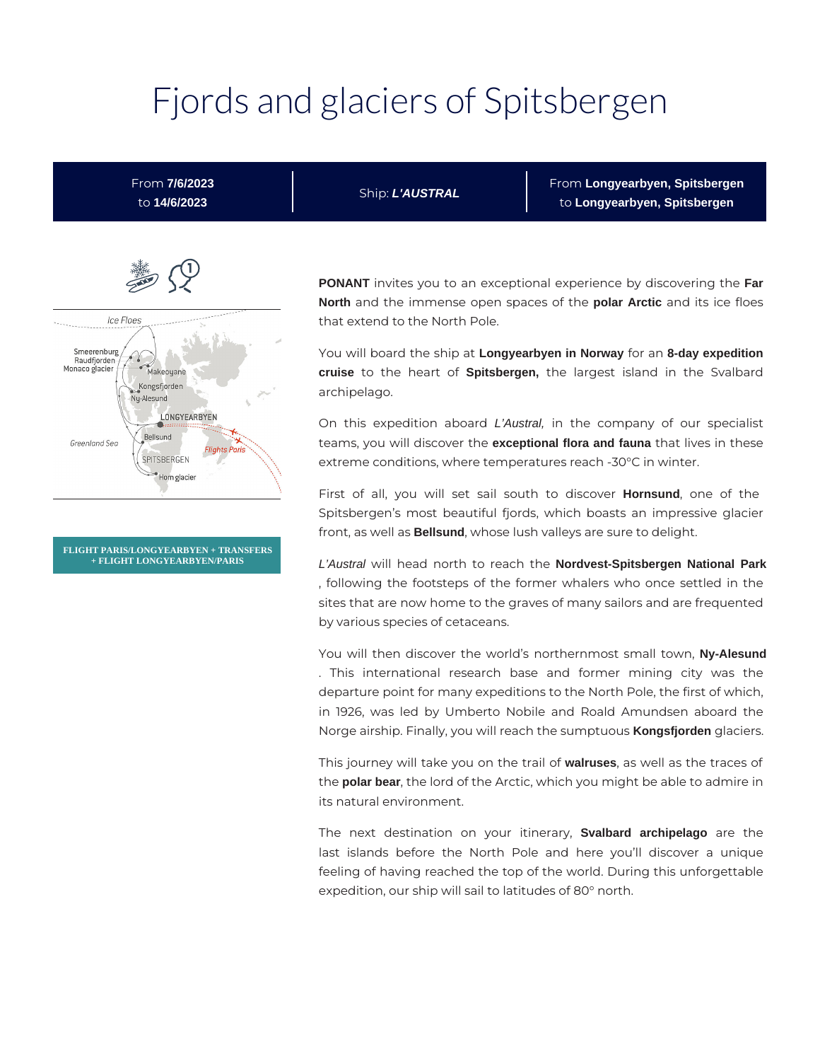# Fjords and glaciers of Spitsbergen

| From **7/6/2023** to **14/6/2023** | Ship: ***L'AUSTRAL*** | From **Longyearbyen, Spitsbergen** to **Longyearbyen, Spitsbergen** |
| --- | --- | --- |

**FLIGHT PARIS/LONGYEARBYEN + TRANSFERS + FLIGHT LONGYEARBYEN/PARIS**

**PONANT** invites you to an exceptional experience by discovering the **Far North** and the immense open spaces of the **polar Arctic** and its ice floes that extend to the North Pole.

You will board the ship at **Longyearbyen in Norway** for an **8-day expedition cruise** to the heart of **Spitsbergen,** the largest island in the Svalbard archipelago.

On this expedition aboard *L'Austral,* in the company of our specialist teams, you will discover the **exceptional flora and fauna** that lives in these extreme conditions, where temperatures reach -30°C in winter.

First of all, you will set sail south to discover **Hornsund**, one of the Spitsbergen's most beautiful fjords, which boasts an impressive glacier front, as well as **Bellsund**, whose lush valleys are sure to delight.

*L'Austral* will head north to reach the **Nordvest-Spitsbergen National Park** , following the footsteps of the former whalers who once settled in the sites that are now home to the graves of many sailors and are frequented by various species of cetaceans.

You will then discover the world's northernmost small town, **Ny-Alesund** . This international research base and former mining city was the departure point for many expeditions to the North Pole, the first of which, in 1926, was led by Umberto Nobile and Roald Amundsen aboard the Norge airship. Finally, you will reach the sumptuous **Kongsfjorden** glaciers.

This journey will take you on the trail of **walruses**, as well as the traces of the **polar bear**, the lord of the Arctic, which you might be able to admire in its natural environment.

The next destination on your itinerary, **Svalbard archipelago** are the last islands before the North Pole and here you'll discover a unique feeling of having reached the top of the world. During this unforgettable expedition, our ship will sail to latitudes of 80° north.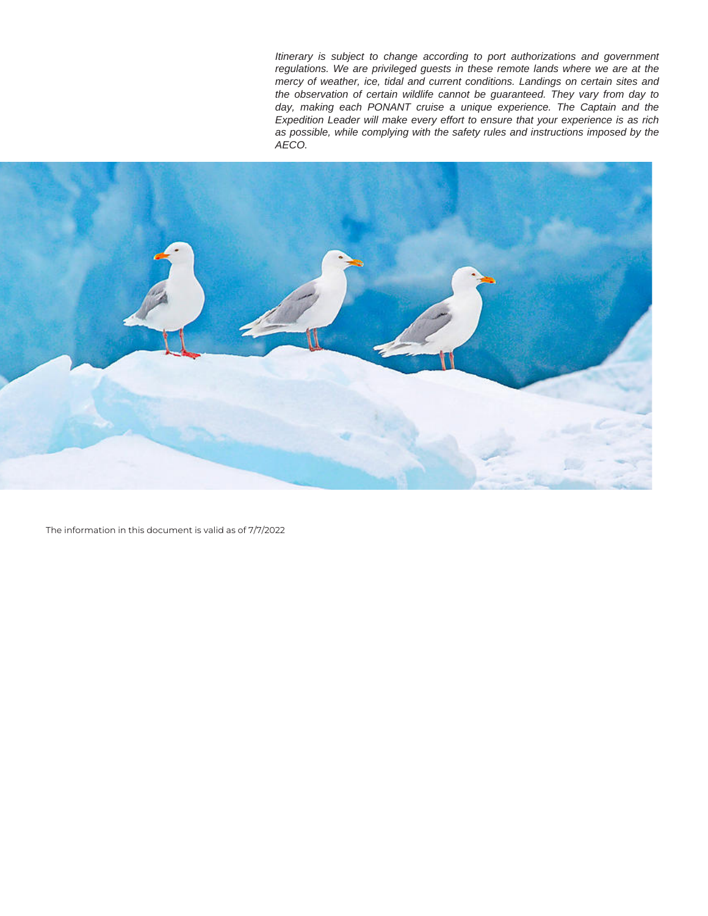*Itinerary is subject to change according to port authorizations and government regulations. We are privileged guests in these remote lands where we are at the mercy of weather, ice, tidal and current conditions. Landings on certain sites and the observation of certain wildlife cannot be guaranteed. They vary from day to day, making each PONANT cruise a unique experience. The Captain and the Expedition Leader will make every effort to ensure that your experience is as rich as possible, while complying with the safety rules and instructions imposed by the AECO.*

The information in this document is valid as of 7/7/2022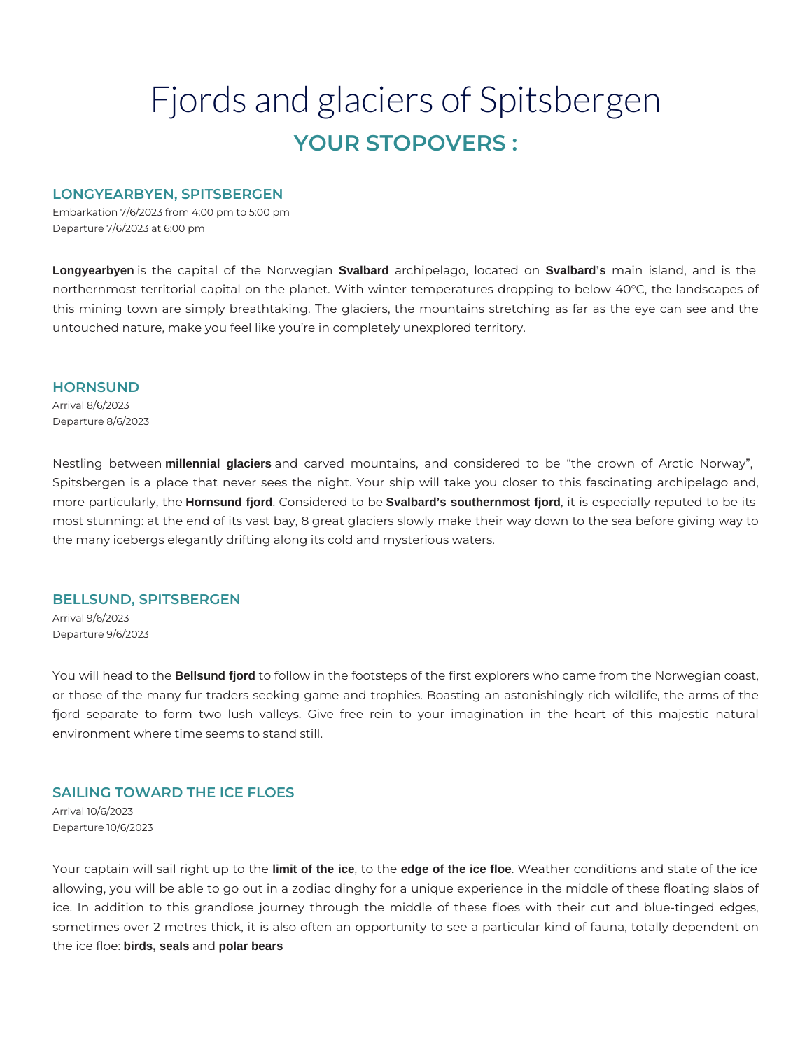# Fjords and glaciers of Spitsbergen

## YOUR STOPOVERS :

### LONGYEARBYEN, SPITSBERGEN

Embarkation 7/6/2023 from 4:00 pm to 5:00 pm
Departure 7/6/2023 at 6:00 pm

**Longyearbyen** is the capital of the Norwegian **Svalbard** archipelago, located on **Svalbard's** main island, and is the northernmost territorial capital on the planet. With winter temperatures dropping to below 40°C, the landscapes of this mining town are simply breathtaking. The glaciers, the mountains stretching as far as the eye can see and the untouched nature, make you feel like you're in completely unexplored territory.

### HORNSUND

Arrival 8/6/2023
Departure 8/6/2023

Nestling between **millennial glaciers** and carved mountains, and considered to be "the crown of Arctic Norway", Spitsbergen is a place that never sees the night. Your ship will take you closer to this fascinating archipelago and, more particularly, the **Hornsund fjord**. Considered to be **Svalbard's southernmost fjord**, it is especially reputed to be its most stunning: at the end of its vast bay, 8 great glaciers slowly make their way down to the sea before giving way to the many icebergs elegantly drifting along its cold and mysterious waters.

### BELLSUND, SPITSBERGEN

Arrival 9/6/2023
Departure 9/6/2023

You will head to the **Bellsund fjord** to follow in the footsteps of the first explorers who came from the Norwegian coast, or those of the many fur traders seeking game and trophies. Boasting an astonishingly rich wildlife, the arms of the fjord separate to form two lush valleys. Give free rein to your imagination in the heart of this majestic natural environment where time seems to stand still.

### SAILING TOWARD THE ICE FLOES

Arrival 10/6/2023
Departure 10/6/2023

Your captain will sail right up to the **limit of the ice**, to the **edge of the ice floe**. Weather conditions and state of the ice allowing, you will be able to go out in a zodiac dinghy for a unique experience in the middle of these floating slabs of ice. In addition to this grandiose journey through the middle of these floes with their cut and blue-tinged edges, sometimes over 2 metres thick, it is also often an opportunity to see a particular kind of fauna, totally dependent on the ice floe: **birds, seals** and **polar bears**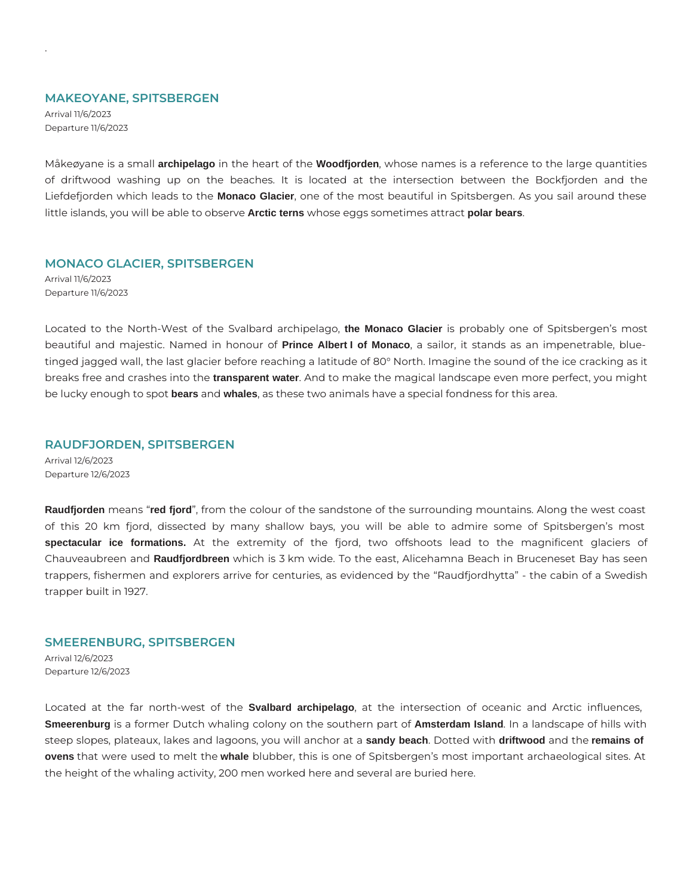.

## MAKEOYANE, SPITSBERGEN

Arrival 11/6/2023
Departure 11/6/2023

Måkeøyane is a small **archipelago** in the heart of the **Woodfjorden**, whose names is a reference to the large quantities of driftwood washing up on the beaches. It is located at the intersection between the Bockfjorden and the Liefdefjorden which leads to the **Monaco Glacier**, one of the most beautiful in Spitsbergen. As you sail around these little islands, you will be able to observe **Arctic terns** whose eggs sometimes attract **polar bears**.

## MONACO GLACIER, SPITSBERGEN

Arrival 11/6/2023
Departure 11/6/2023

Located to the North-West of the Svalbard archipelago, **the Monaco Glacier** is probably one of Spitsbergen's most beautiful and majestic. Named in honour of **Prince Albert I of Monaco**, a sailor, it stands as an impenetrable, blue-tinged jagged wall, the last glacier before reaching a latitude of 80° North. Imagine the sound of the ice cracking as it breaks free and crashes into the **transparent water**. And to make the magical landscape even more perfect, you might be lucky enough to spot **bears** and **whales**, as these two animals have a special fondness for this area.

## RAUDFJORDEN, SPITSBERGEN

Arrival 12/6/2023
Departure 12/6/2023

**Raudfjorden** means "**red fjord**", from the colour of the sandstone of the surrounding mountains. Along the west coast of this 20 km fjord, dissected by many shallow bays, you will be able to admire some of Spitsbergen's most **spectacular ice formations.** At the extremity of the fjord, two offshoots lead to the magnificent glaciers of Chauveaubreen and **Raudfjordbreen** which is 3 km wide. To the east, Alicehamna Beach in Bruceneset Bay has seen trappers, fishermen and explorers arrive for centuries, as evidenced by the "Raudfjordhytta" - the cabin of a Swedish trapper built in 1927.

## SMEERENBURG, SPITSBERGEN

Arrival 12/6/2023
Departure 12/6/2023

Located at the far north-west of the **Svalbard archipelago**, at the intersection of oceanic and Arctic influences, **Smeerenburg** is a former Dutch whaling colony on the southern part of **Amsterdam Island**. In a landscape of hills with steep slopes, plateaux, lakes and lagoons, you will anchor at a **sandy beach**. Dotted with **driftwood** and the **remains of ovens** that were used to melt the **whale** blubber, this is one of Spitsbergen's most important archaeological sites. At the height of the whaling activity, 200 men worked here and several are buried here.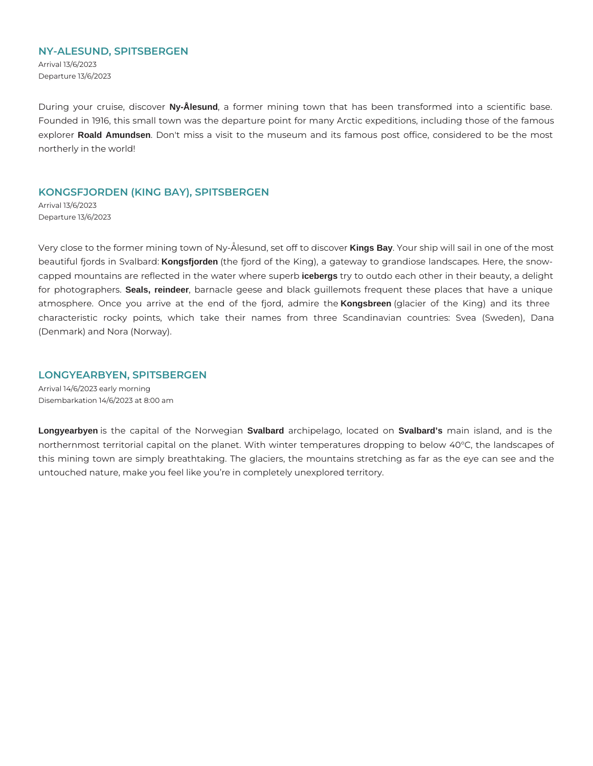## NY-ALESUND, SPITSBERGEN

Arrival 13/6/2023
Departure 13/6/2023

During your cruise, discover **Ny-Ålesund**, a former mining town that has been transformed into a scientific base. Founded in 1916, this small town was the departure point for many Arctic expeditions, including those of the famous explorer **Roald Amundsen**. Don't miss a visit to the museum and its famous post office, considered to be the most northerly in the world!

## KONGSFJORDEN (KING BAY), SPITSBERGEN

Arrival 13/6/2023
Departure 13/6/2023

Very close to the former mining town of Ny-Ålesund, set off to discover **Kings Bay**. Your ship will sail in one of the most beautiful fjords in Svalbard: **Kongsfjorden** (the fjord of the King), a gateway to grandiose landscapes. Here, the snow-capped mountains are reflected in the water where superb **icebergs** try to outdo each other in their beauty, a delight for photographers. **Seals, reindeer**, barnacle geese and black guillemots frequent these places that have a unique atmosphere. Once you arrive at the end of the fjord, admire the **Kongsbreen** (glacier of the King) and its three characteristic rocky points, which take their names from three Scandinavian countries: Svea (Sweden), Dana (Denmark) and Nora (Norway).

## LONGYEARBYEN, SPITSBERGEN

Arrival 14/6/2023 early morning
Disembarkation 14/6/2023 at 8:00 am

**Longyearbyen** is the capital of the Norwegian **Svalbard** archipelago, located on **Svalbard's** main island, and is the northernmost territorial capital on the planet. With winter temperatures dropping to below 40°C, the landscapes of this mining town are simply breathtaking. The glaciers, the mountains stretching as far as the eye can see and the untouched nature, make you feel like you're in completely unexplored territory.